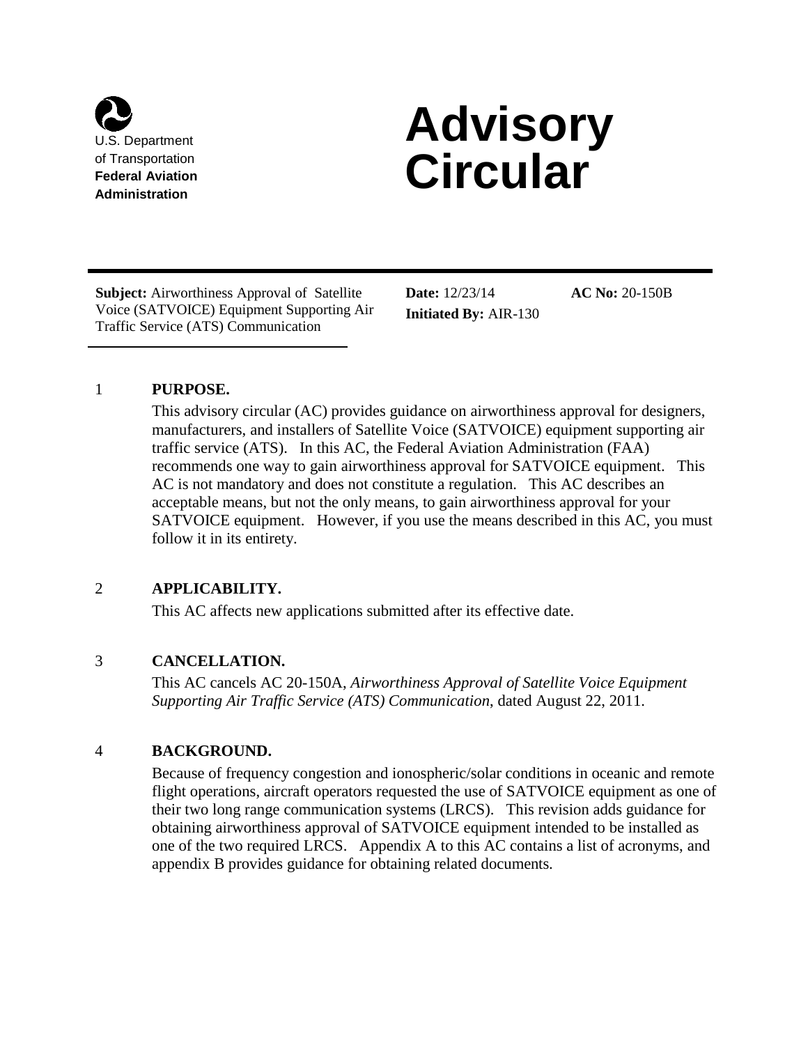U.S. Department of Transportation
**Federal Aviation Administration**

# Advisory Circular

**Subject:** Airworthiness Approval of Satellite Voice (SATVOICE) Equipment Supporting Air Traffic Service (ATS) Communication

**Date:** 12/23/14

**Initiated By:** AIR-130

**AC No:** 20-150B

## 1 PURPOSE.

This advisory circular (AC) provides guidance on airworthiness approval for designers, manufacturers, and installers of Satellite Voice (SATVOICE) equipment supporting air traffic service (ATS). In this AC, the Federal Aviation Administration (FAA) recommends one way to gain airworthiness approval for SATVOICE equipment. This AC is not mandatory and does not constitute a regulation. This AC describes an acceptable means, but not the only means, to gain airworthiness approval for your SATVOICE equipment. However, if you use the means described in this AC, you must follow it in its entirety.

## 2 APPLICABILITY.

This AC affects new applications submitted after its effective date.

## 3 CANCELLATION.

This AC cancels AC 20-150A, *Airworthiness Approval of Satellite Voice Equipment Supporting Air Traffic Service (ATS) Communication*, dated August 22, 2011.

## 4 BACKGROUND.

Because of frequency congestion and ionospheric/solar conditions in oceanic and remote flight operations, aircraft operators requested the use of SATVOICE equipment as one of their two long range communication systems (LRCS). This revision adds guidance for obtaining airworthiness approval of SATVOICE equipment intended to be installed as one of the two required LRCS. Appendix A to this AC contains a list of acronyms, and appendix B provides guidance for obtaining related documents.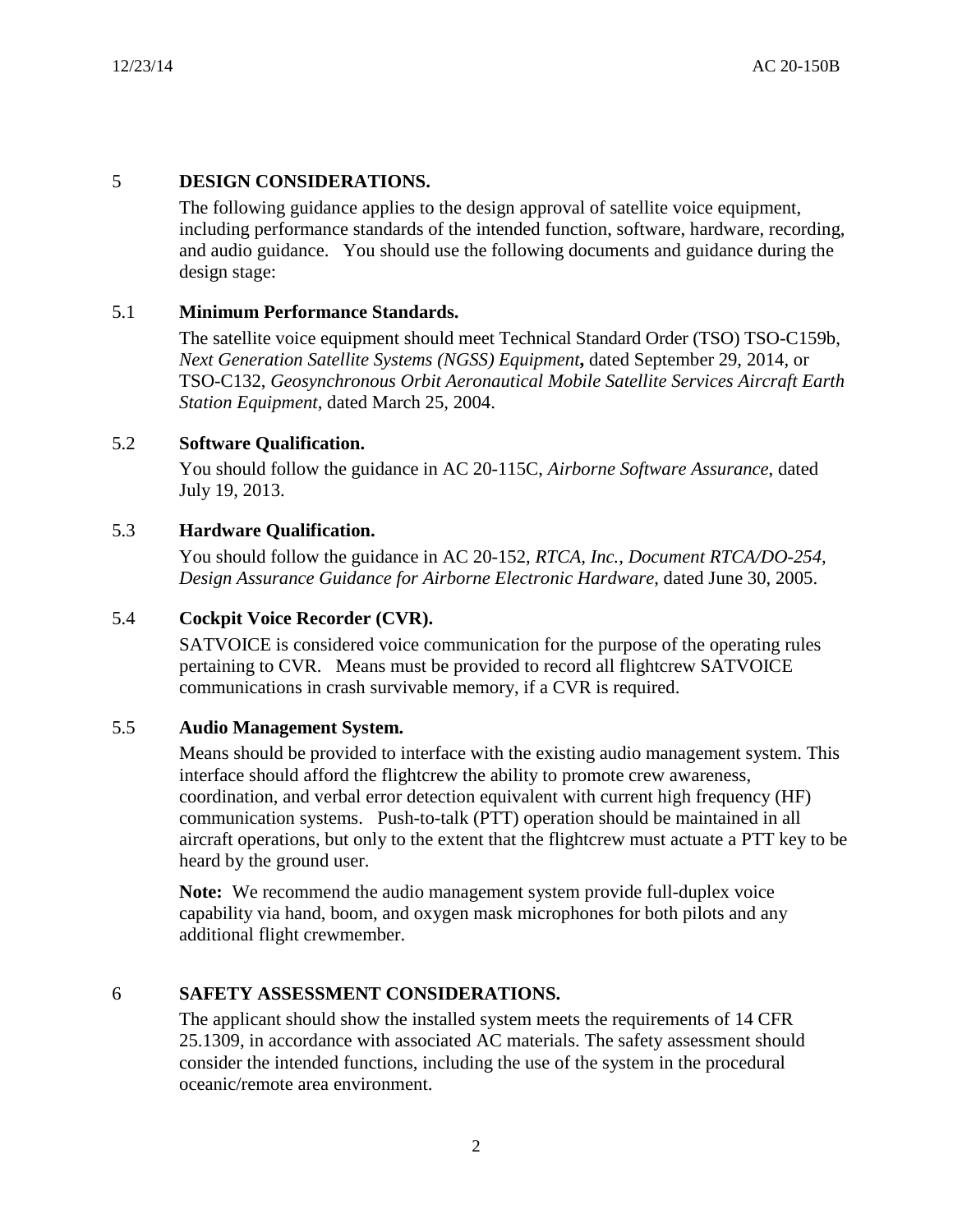## 5 DESIGN CONSIDERATIONS.

The following guidance applies to the design approval of satellite voice equipment, including performance standards of the intended function, software, hardware, recording, and audio guidance. You should use the following documents and guidance during the design stage:

### 5.1 Minimum Performance Standards.

The satellite voice equipment should meet Technical Standard Order (TSO) TSO-C159b, *Next Generation Satellite Systems (NGSS) Equipment***,** dated September 29, 2014, or TSO-C132, *Geosynchronous Orbit Aeronautical Mobile Satellite Services Aircraft Earth Station Equipment*, dated March 25, 2004.

### 5.2 Software Qualification.

You should follow the guidance in AC 20-115C, *Airborne Software Assurance,* dated July 19, 2013.

### 5.3 Hardware Qualification.

You should follow the guidance in AC 20-152, *RTCA, Inc., Document RTCA/DO-254, Design Assurance Guidance for Airborne Electronic Hardware*, dated June 30, 2005.

### 5.4 Cockpit Voice Recorder (CVR).

SATVOICE is considered voice communication for the purpose of the operating rules pertaining to CVR. Means must be provided to record all flightcrew SATVOICE communications in crash survivable memory, if a CVR is required.

### 5.5 Audio Management System.

Means should be provided to interface with the existing audio management system. This interface should afford the flightcrew the ability to promote crew awareness, coordination, and verbal error detection equivalent with current high frequency (HF) communication systems. Push-to-talk (PTT) operation should be maintained in all aircraft operations, but only to the extent that the flightcrew must actuate a PTT key to be heard by the ground user.

**Note:** We recommend the audio management system provide full-duplex voice capability via hand, boom, and oxygen mask microphones for both pilots and any additional flight crewmember.

## 6 SAFETY ASSESSMENT CONSIDERATIONS.

The applicant should show the installed system meets the requirements of 14 CFR 25.1309, in accordance with associated AC materials. The safety assessment should consider the intended functions, including the use of the system in the procedural oceanic/remote area environment.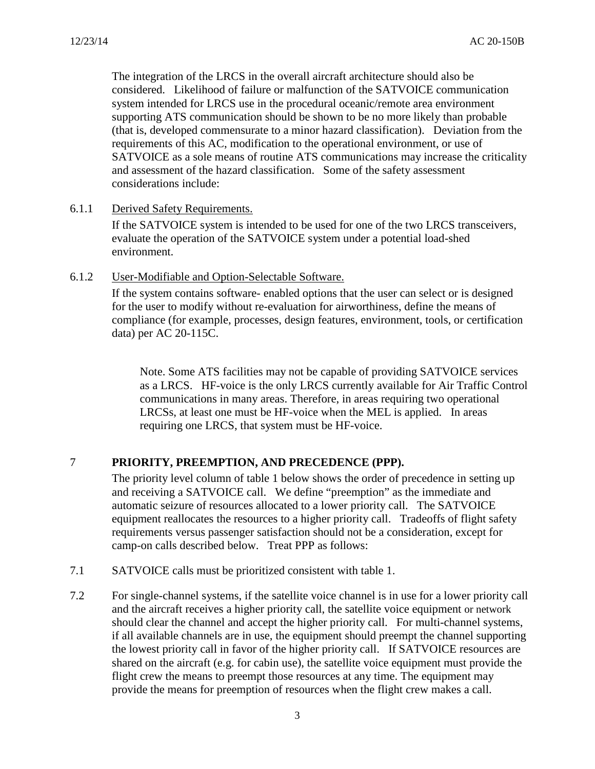The integration of the LRCS in the overall aircraft architecture should also be considered. Likelihood of failure or malfunction of the SATVOICE communication system intended for LRCS use in the procedural oceanic/remote area environment supporting ATS communication should be shown to be no more likely than probable (that is, developed commensurate to a minor hazard classification). Deviation from the requirements of this AC, modification to the operational environment, or use of SATVOICE as a sole means of routine ATS communications may increase the criticality and assessment of the hazard classification. Some of the safety assessment considerations include:

6.1.1 Derived Safety Requirements.

If the SATVOICE system is intended to be used for one of the two LRCS transceivers, evaluate the operation of the SATVOICE system under a potential load-shed environment.

6.1.2 User-Modifiable and Option-Selectable Software.

If the system contains software- enabled options that the user can select or is designed for the user to modify without re-evaluation for airworthiness, define the means of compliance (for example, processes, design features, environment, tools, or certification data) per AC 20-115C.

> Note. Some ATS facilities may not be capable of providing SATVOICE services as a LRCS. HF-voice is the only LRCS currently available for Air Traffic Control communications in many areas. Therefore, in areas requiring two operational LRCSs, at least one must be HF-voice when the MEL is applied. In areas requiring one LRCS, that system must be HF-voice.

## 7 PRIORITY, PREEMPTION, AND PRECEDENCE (PPP).

The priority level column of table 1 below shows the order of precedence in setting up and receiving a SATVOICE call. We define “preemption” as the immediate and automatic seizure of resources allocated to a lower priority call. The SATVOICE equipment reallocates the resources to a higher priority call. Tradeoffs of flight safety requirements versus passenger satisfaction should not be a consideration, except for camp-on calls described below. Treat PPP as follows:

7.1 SATVOICE calls must be prioritized consistent with table 1.

7.2 For single-channel systems, if the satellite voice channel is in use for a lower priority call and the aircraft receives a higher priority call, the satellite voice equipment or network should clear the channel and accept the higher priority call. For multi-channel systems, if all available channels are in use, the equipment should preempt the channel supporting the lowest priority call in favor of the higher priority call. If SATVOICE resources are shared on the aircraft (e.g. for cabin use), the satellite voice equipment must provide the flight crew the means to preempt those resources at any time. The equipment may provide the means for preemption of resources when the flight crew makes a call.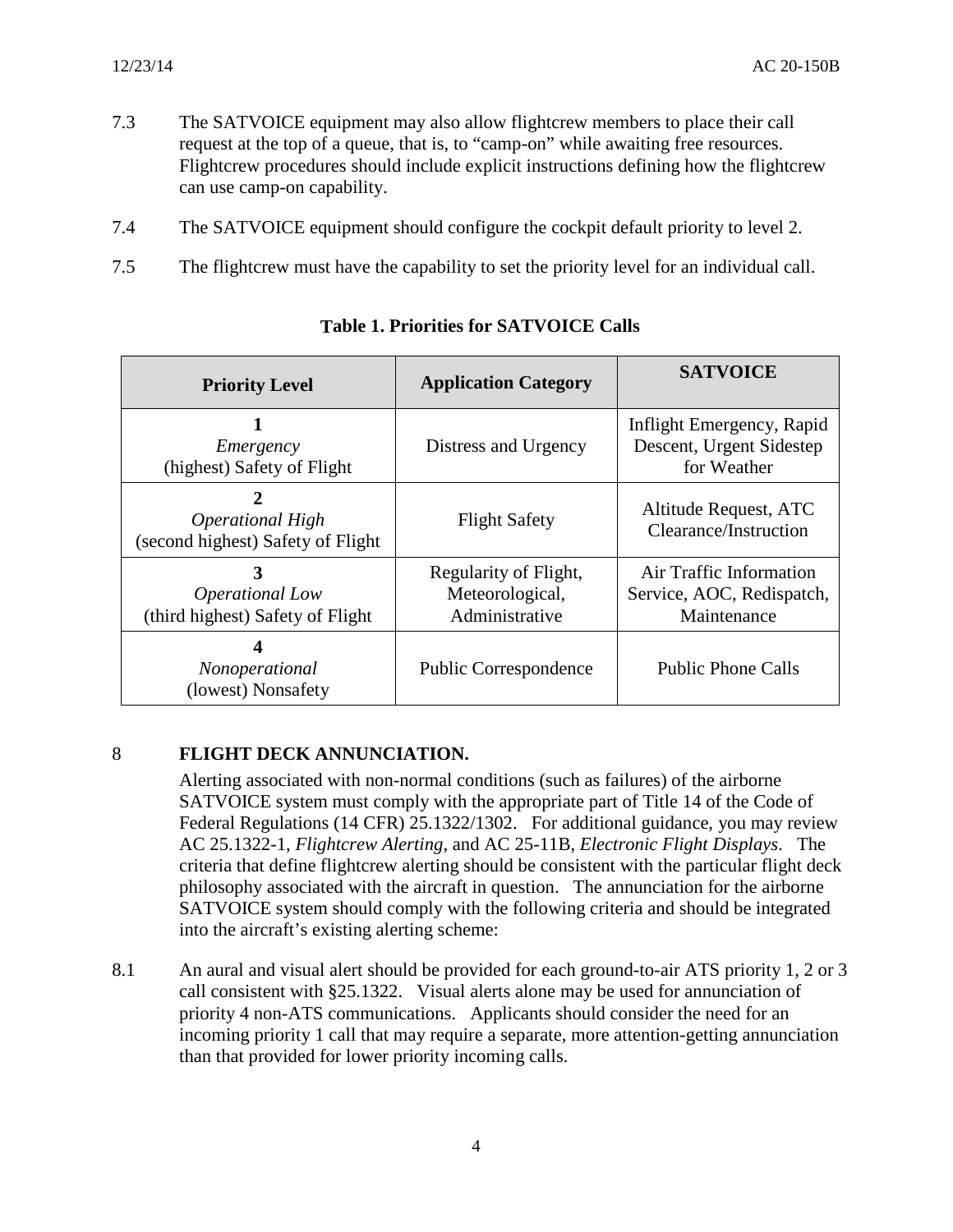7.3 The SATVOICE equipment may also allow flightcrew members to place their call request at the top of a queue, that is, to "camp-on" while awaiting free resources. Flightcrew procedures should include explicit instructions defining how the flightcrew can use camp-on capability.

7.4 The SATVOICE equipment should configure the cockpit default priority to level 2.

7.5 The flightcrew must have the capability to set the priority level for an individual call.

**Table 1. Priorities for SATVOICE Calls**

| Priority Level | Application Category | SATVOICE |
|---|---|---|
| **1** *Emergency* (highest) Safety of Flight | Distress and Urgency | Inflight Emergency, Rapid Descent, Urgent Sidestep for Weather |
| **2** *Operational High* (second highest) Safety of Flight | Flight Safety | Altitude Request, ATC Clearance/Instruction |
| **3** *Operational Low* (third highest) Safety of Flight | Regularity of Flight, Meteorological, Administrative | Air Traffic Information Service, AOC, Redispatch, Maintenance |
| **4** *Nonoperational* (lowest) Nonsafety | Public Correspondence | Public Phone Calls |

## 8 FLIGHT DECK ANNUNCIATION.

Alerting associated with non-normal conditions (such as failures) of the airborne SATVOICE system must comply with the appropriate part of Title 14 of the Code of Federal Regulations (14 CFR) 25.1322/1302. For additional guidance, you may review AC 25.1322-1, *Flightcrew Alerting*, and AC 25-11B, *Electronic Flight Displays*. The criteria that define flightcrew alerting should be consistent with the particular flight deck philosophy associated with the aircraft in question. The annunciation for the airborne SATVOICE system should comply with the following criteria and should be integrated into the aircraft's existing alerting scheme:

8.1 An aural and visual alert should be provided for each ground-to-air ATS priority 1, 2 or 3 call consistent with §25.1322. Visual alerts alone may be used for annunciation of priority 4 non-ATS communications. Applicants should consider the need for an incoming priority 1 call that may require a separate, more attention-getting annunciation than that provided for lower priority incoming calls.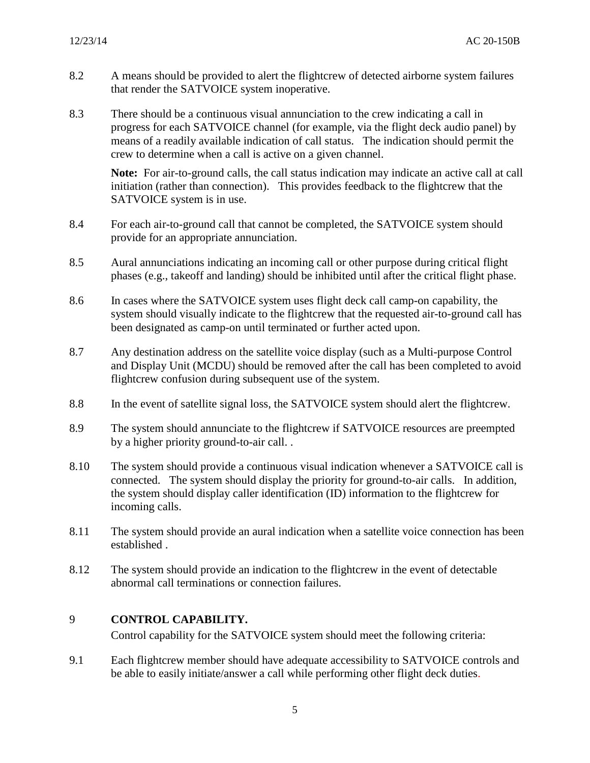8.2 A means should be provided to alert the flightcrew of detected airborne system failures that render the SATVOICE system inoperative.

8.3 There should be a continuous visual annunciation to the crew indicating a call in progress for each SATVOICE channel (for example, via the flight deck audio panel) by means of a readily available indication of call status. The indication should permit the crew to determine when a call is active on a given channel.

**Note:** For air-to-ground calls, the call status indication may indicate an active call at call initiation (rather than connection). This provides feedback to the flightcrew that the SATVOICE system is in use.

8.4 For each air-to-ground call that cannot be completed, the SATVOICE system should provide for an appropriate annunciation.

8.5 Aural annunciations indicating an incoming call or other purpose during critical flight phases (e.g., takeoff and landing) should be inhibited until after the critical flight phase.

8.6 In cases where the SATVOICE system uses flight deck call camp-on capability, the system should visually indicate to the flightcrew that the requested air-to-ground call has been designated as camp-on until terminated or further acted upon.

8.7 Any destination address on the satellite voice display (such as a Multi-purpose Control and Display Unit (MCDU) should be removed after the call has been completed to avoid flightcrew confusion during subsequent use of the system.

8.8 In the event of satellite signal loss, the SATVOICE system should alert the flightcrew.

8.9 The system should annunciate to the flightcrew if SATVOICE resources are preempted by a higher priority ground-to-air call. .

8.10 The system should provide a continuous visual indication whenever a SATVOICE call is connected. The system should display the priority for ground-to-air calls. In addition, the system should display caller identification (ID) information to the flightcrew for incoming calls.

8.11 The system should provide an aural indication when a satellite voice connection has been established .

8.12 The system should provide an indication to the flightcrew in the event of detectable abnormal call terminations or connection failures.

## 9 CONTROL CAPABILITY.

Control capability for the SATVOICE system should meet the following criteria:

9.1 Each flightcrew member should have adequate accessibility to SATVOICE controls and be able to easily initiate/answer a call while performing other flight deck duties.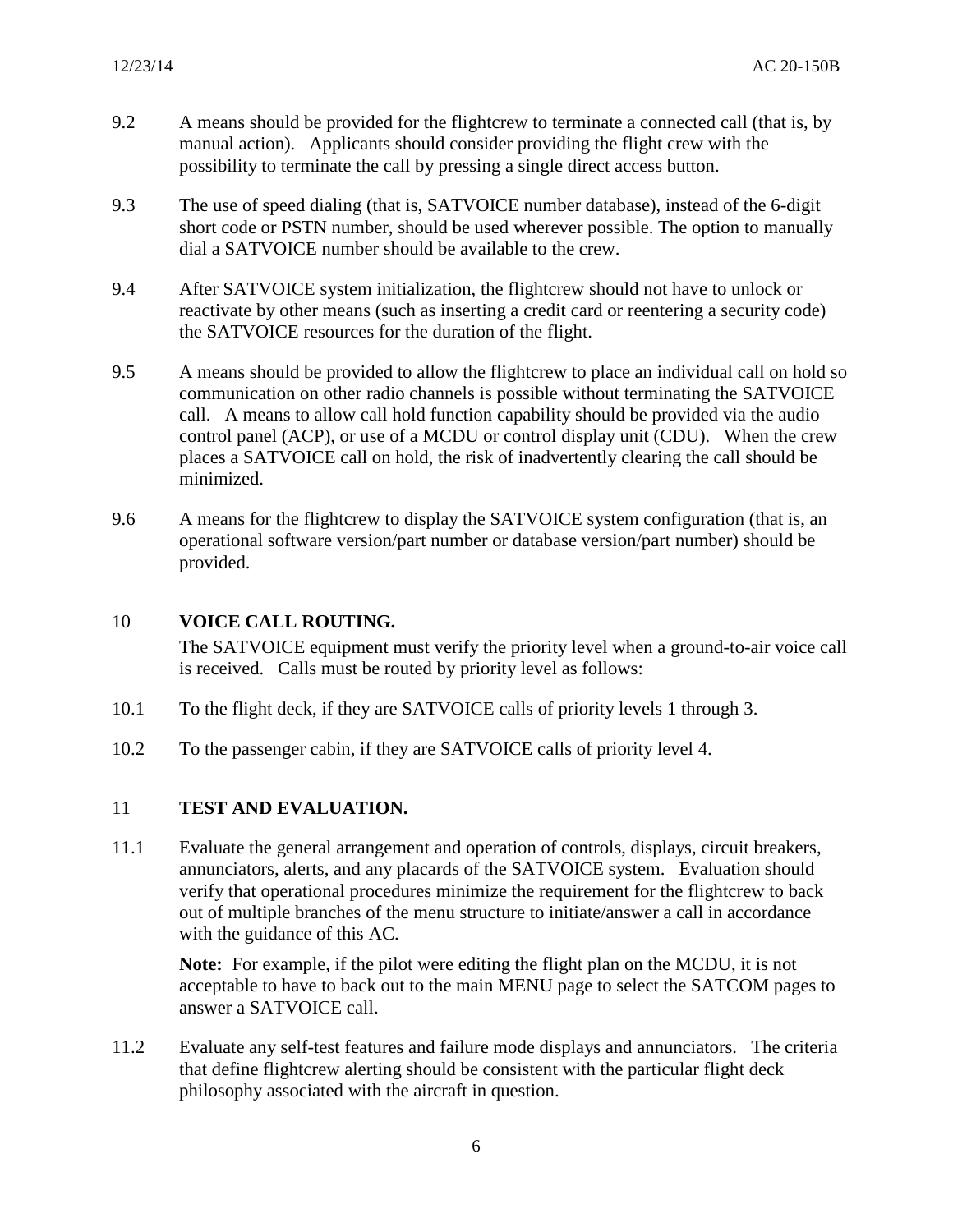9.2 A means should be provided for the flightcrew to terminate a connected call (that is, by manual action). Applicants should consider providing the flight crew with the possibility to terminate the call by pressing a single direct access button.

9.3 The use of speed dialing (that is, SATVOICE number database), instead of the 6-digit short code or PSTN number, should be used wherever possible. The option to manually dial a SATVOICE number should be available to the crew.

9.4 After SATVOICE system initialization, the flightcrew should not have to unlock or reactivate by other means (such as inserting a credit card or reentering a security code) the SATVOICE resources for the duration of the flight.

9.5 A means should be provided to allow the flightcrew to place an individual call on hold so communication on other radio channels is possible without terminating the SATVOICE call. A means to allow call hold function capability should be provided via the audio control panel (ACP), or use of a MCDU or control display unit (CDU). When the crew places a SATVOICE call on hold, the risk of inadvertently clearing the call should be minimized.

9.6 A means for the flightcrew to display the SATVOICE system configuration (that is, an operational software version/part number or database version/part number) should be provided.

## 10 VOICE CALL ROUTING.

The SATVOICE equipment must verify the priority level when a ground-to-air voice call is received. Calls must be routed by priority level as follows:

10.1 To the flight deck, if they are SATVOICE calls of priority levels 1 through 3.

10.2 To the passenger cabin, if they are SATVOICE calls of priority level 4.

## 11 TEST AND EVALUATION.

11.1 Evaluate the general arrangement and operation of controls, displays, circuit breakers, annunciators, alerts, and any placards of the SATVOICE system. Evaluation should verify that operational procedures minimize the requirement for the flightcrew to back out of multiple branches of the menu structure to initiate/answer a call in accordance with the guidance of this AC.

**Note:** For example, if the pilot were editing the flight plan on the MCDU, it is not acceptable to have to back out to the main MENU page to select the SATCOM pages to answer a SATVOICE call.

11.2 Evaluate any self-test features and failure mode displays and annunciators. The criteria that define flightcrew alerting should be consistent with the particular flight deck philosophy associated with the aircraft in question.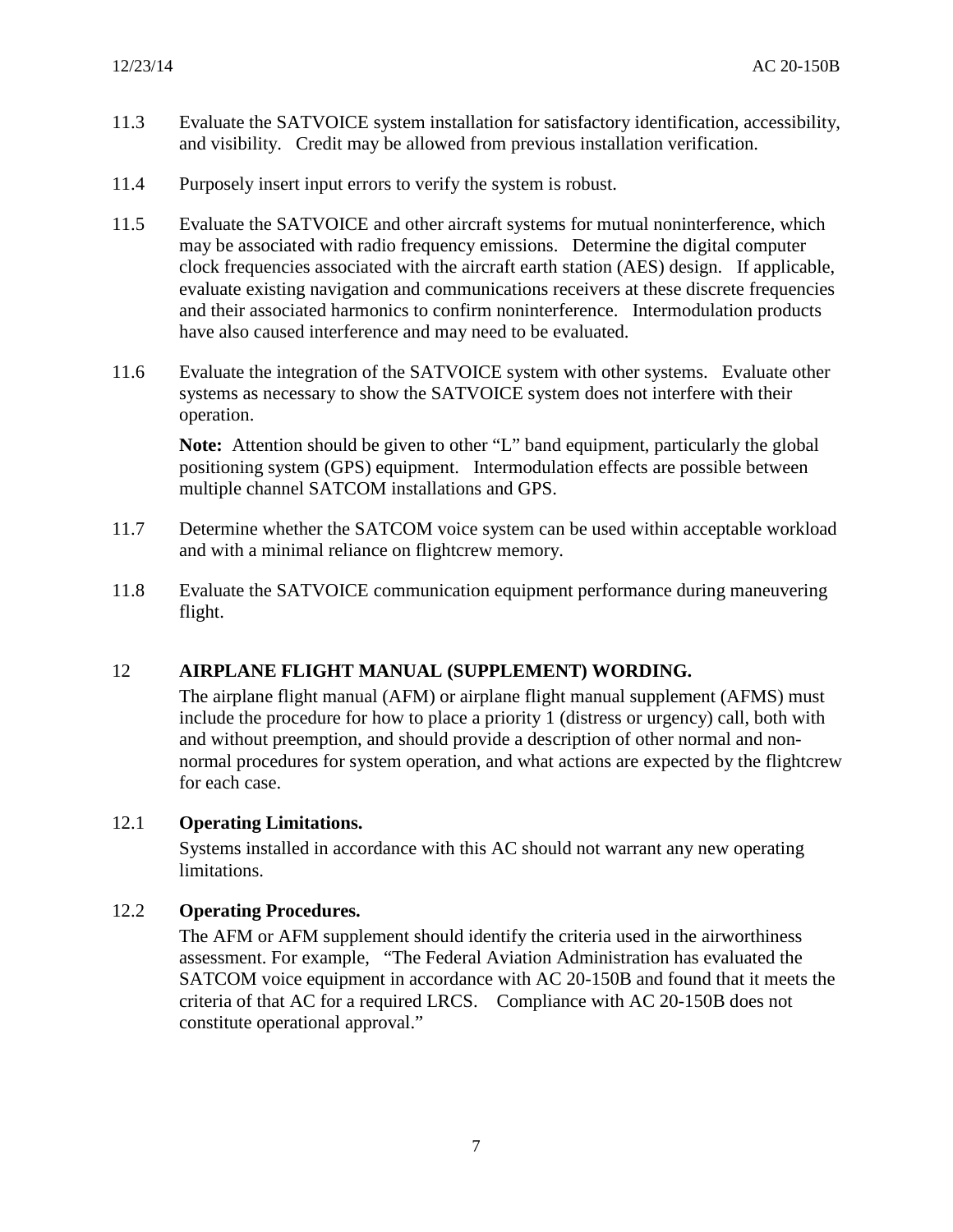11.3 Evaluate the SATVOICE system installation for satisfactory identification, accessibility, and visibility. Credit may be allowed from previous installation verification.

11.4 Purposely insert input errors to verify the system is robust.

11.5 Evaluate the SATVOICE and other aircraft systems for mutual noninterference, which may be associated with radio frequency emissions. Determine the digital computer clock frequencies associated with the aircraft earth station (AES) design. If applicable, evaluate existing navigation and communications receivers at these discrete frequencies and their associated harmonics to confirm noninterference. Intermodulation products have also caused interference and may need to be evaluated.

11.6 Evaluate the integration of the SATVOICE system with other systems. Evaluate other systems as necessary to show the SATVOICE system does not interfere with their operation.

**Note:** Attention should be given to other "L" band equipment, particularly the global positioning system (GPS) equipment. Intermodulation effects are possible between multiple channel SATCOM installations and GPS.

11.7 Determine whether the SATCOM voice system can be used within acceptable workload and with a minimal reliance on flightcrew memory.

11.8 Evaluate the SATVOICE communication equipment performance during maneuvering flight.

## 12 AIRPLANE FLIGHT MANUAL (SUPPLEMENT) WORDING.

The airplane flight manual (AFM) or airplane flight manual supplement (AFMS) must include the procedure for how to place a priority 1 (distress or urgency) call, both with and without preemption, and should provide a description of other normal and non-normal procedures for system operation, and what actions are expected by the flightcrew for each case.

### 12.1 Operating Limitations.

Systems installed in accordance with this AC should not warrant any new operating limitations.

### 12.2 Operating Procedures.

The AFM or AFM supplement should identify the criteria used in the airworthiness assessment. For example, "The Federal Aviation Administration has evaluated the SATCOM voice equipment in accordance with AC 20-150B and found that it meets the criteria of that AC for a required LRCS. Compliance with AC 20-150B does not constitute operational approval."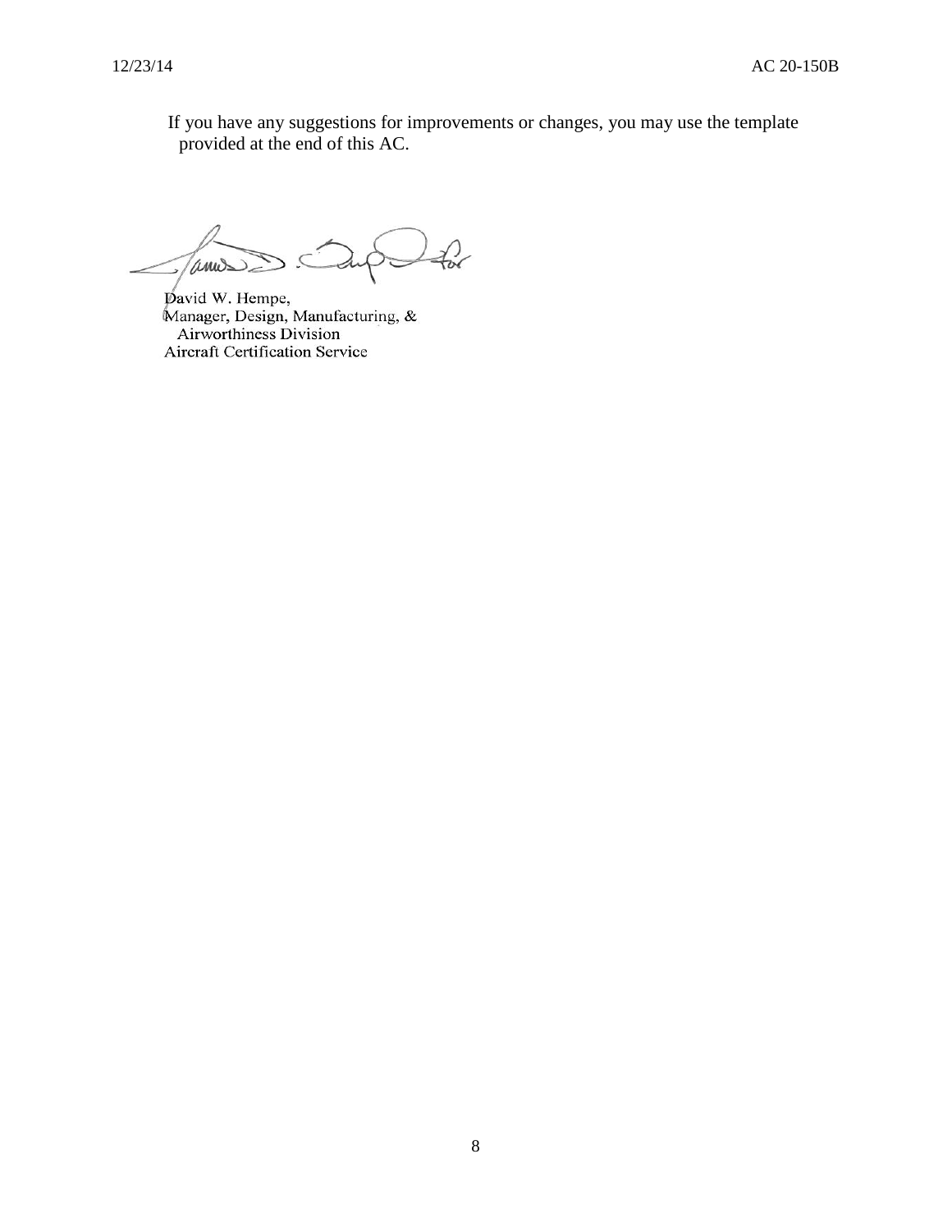If you have any suggestions for improvements or changes, you may use the template provided at the end of this AC.

David W. Hempe,
Manager, Design, Manufacturing, &
Airworthiness Division
Aircraft Certification Service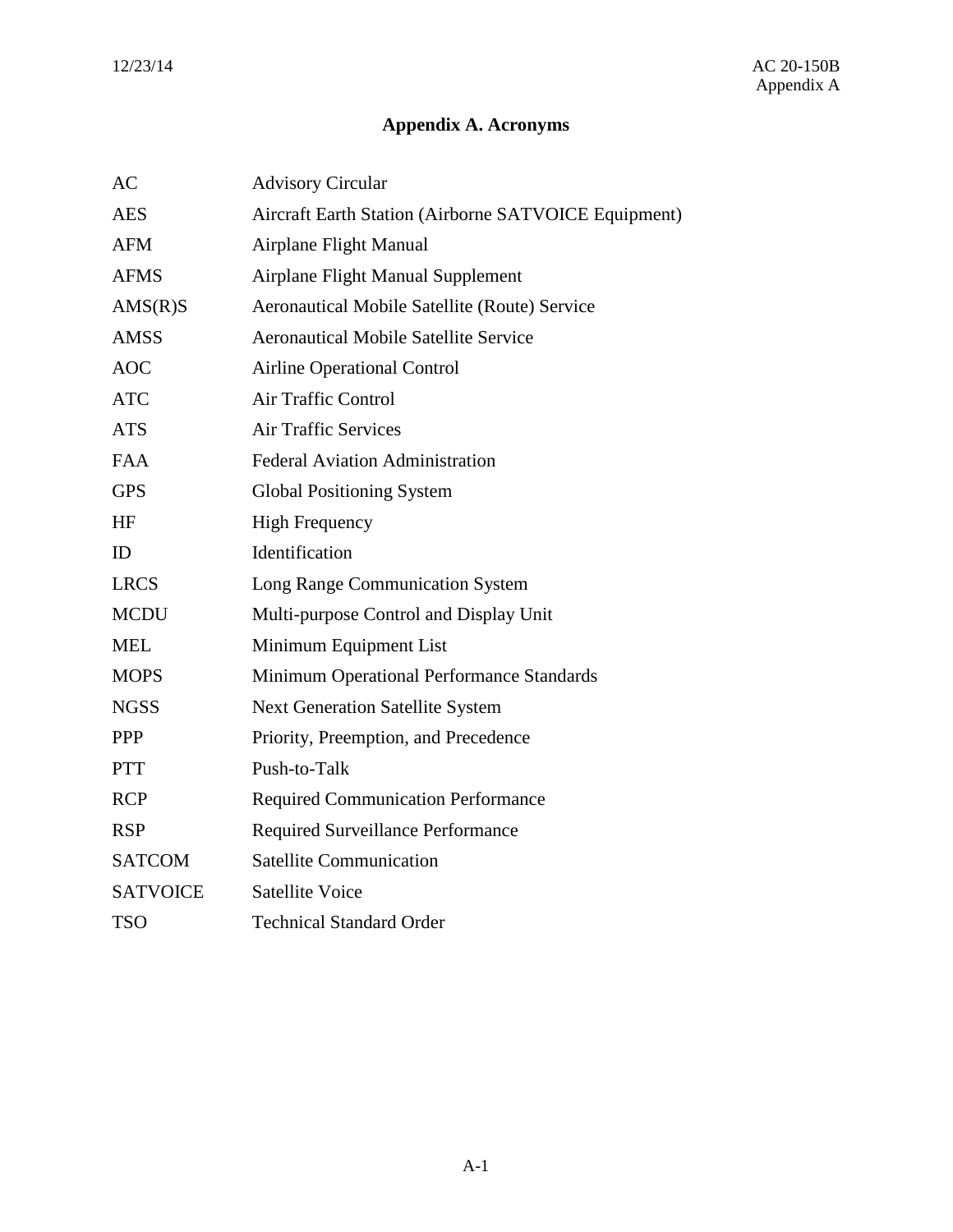# Appendix A. Acronyms

| | |
|---|---|
| AC | Advisory Circular |
| AES | Aircraft Earth Station (Airborne SATVOICE Equipment) |
| AFM | Airplane Flight Manual |
| AFMS | Airplane Flight Manual Supplement |
| AMS(R)S | Aeronautical Mobile Satellite (Route) Service |
| AMSS | Aeronautical Mobile Satellite Service |
| AOC | Airline Operational Control |
| ATC | Air Traffic Control |
| ATS | Air Traffic Services |
| FAA | Federal Aviation Administration |
| GPS | Global Positioning System |
| HF | High Frequency |
| ID | Identification |
| LRCS | Long Range Communication System |
| MCDU | Multi-purpose Control and Display Unit |
| MEL | Minimum Equipment List |
| MOPS | Minimum Operational Performance Standards |
| NGSS | Next Generation Satellite System |
| PPP | Priority, Preemption, and Precedence |
| PTT | Push-to-Talk |
| RCP | Required Communication Performance |
| RSP | Required Surveillance Performance |
| SATCOM | Satellite Communication |
| SATVOICE | Satellite Voice |
| TSO | Technical Standard Order |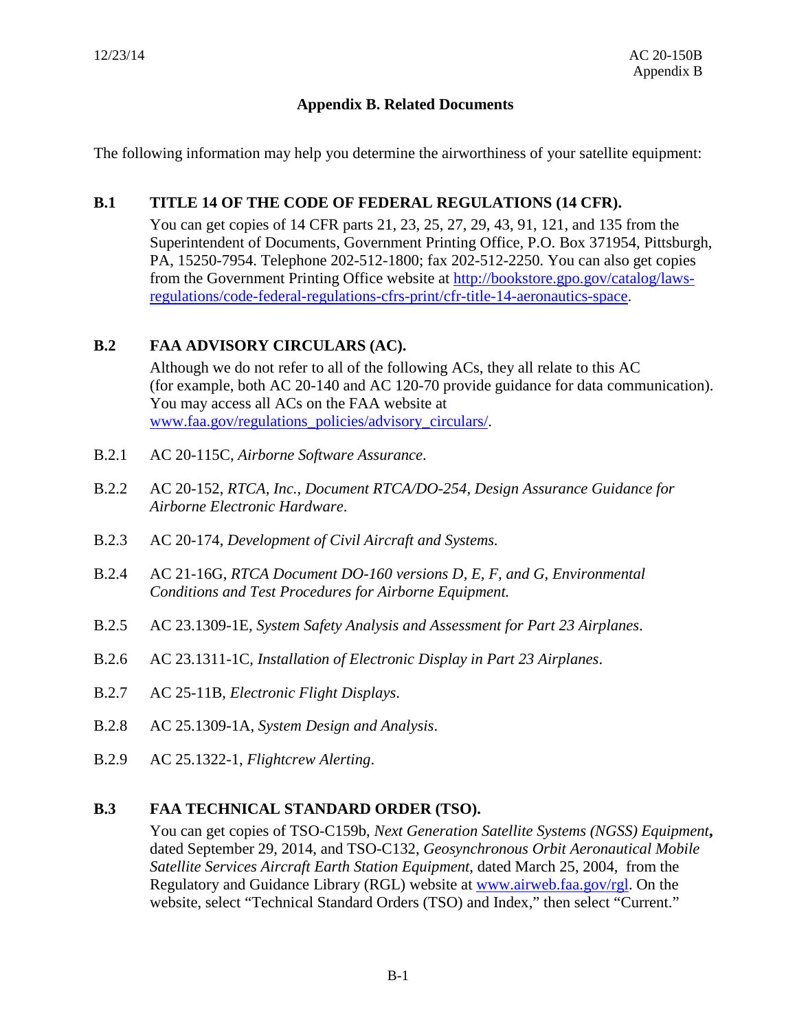## Appendix B. Related Documents

The following information may help you determine the airworthiness of your satellite equipment:

### B.1 TITLE 14 OF THE CODE OF FEDERAL REGULATIONS (14 CFR).

You can get copies of 14 CFR parts 21, 23, 25, 27, 29, 43, 91, 121, and 135 from the Superintendent of Documents, Government Printing Office, P.O. Box 371954, Pittsburgh, PA, 15250-7954. Telephone 202-512-1800; fax 202-512-2250. You can also get copies from the Government Printing Office website at http://bookstore.gpo.gov/catalog/laws-regulations/code-federal-regulations-cfrs-print/cfr-title-14-aeronautics-space.

### B.2 FAA ADVISORY CIRCULARS (AC).

Although we do not refer to all of the following ACs, they all relate to this AC (for example, both AC 20-140 and AC 120-70 provide guidance for data communication). You may access all ACs on the FAA website at www.faa.gov/regulations_policies/advisory_circulars/.

B.2.1 AC 20-115C, *Airborne Software Assurance*.

B.2.2 AC 20-152, *RTCA, Inc., Document RTCA/DO-254, Design Assurance Guidance for Airborne Electronic Hardware*.

B.2.3 AC 20-174, *Development of Civil Aircraft and Systems.*

B.2.4 AC 21-16G, *RTCA Document DO-160 versions D, E, F, and G, Environmental Conditions and Test Procedures for Airborne Equipment.*

B.2.5 AC 23.1309-1E, *System Safety Analysis and Assessment for Part 23 Airplanes*.

B.2.6 AC 23.1311-1C, *Installation of Electronic Display in Part 23 Airplanes*.

B.2.7 AC 25-11B, *Electronic Flight Displays*.

B.2.8 AC 25.1309-1A, *System Design and Analysis*.

B.2.9 AC 25.1322-1, *Flightcrew Alerting*.

### B.3 FAA TECHNICAL STANDARD ORDER (TSO).

You can get copies of TSO-C159b, *Next Generation Satellite Systems (NGSS) Equipment***,** dated September 29, 2014, and TSO-C132, *Geosynchronous Orbit Aeronautical Mobile Satellite Services Aircraft Earth Station Equipment,* dated March 25, 2004, from the Regulatory and Guidance Library (RGL) website at www.airweb.faa.gov/rgl. On the website, select "Technical Standard Orders (TSO) and Index," then select "Current."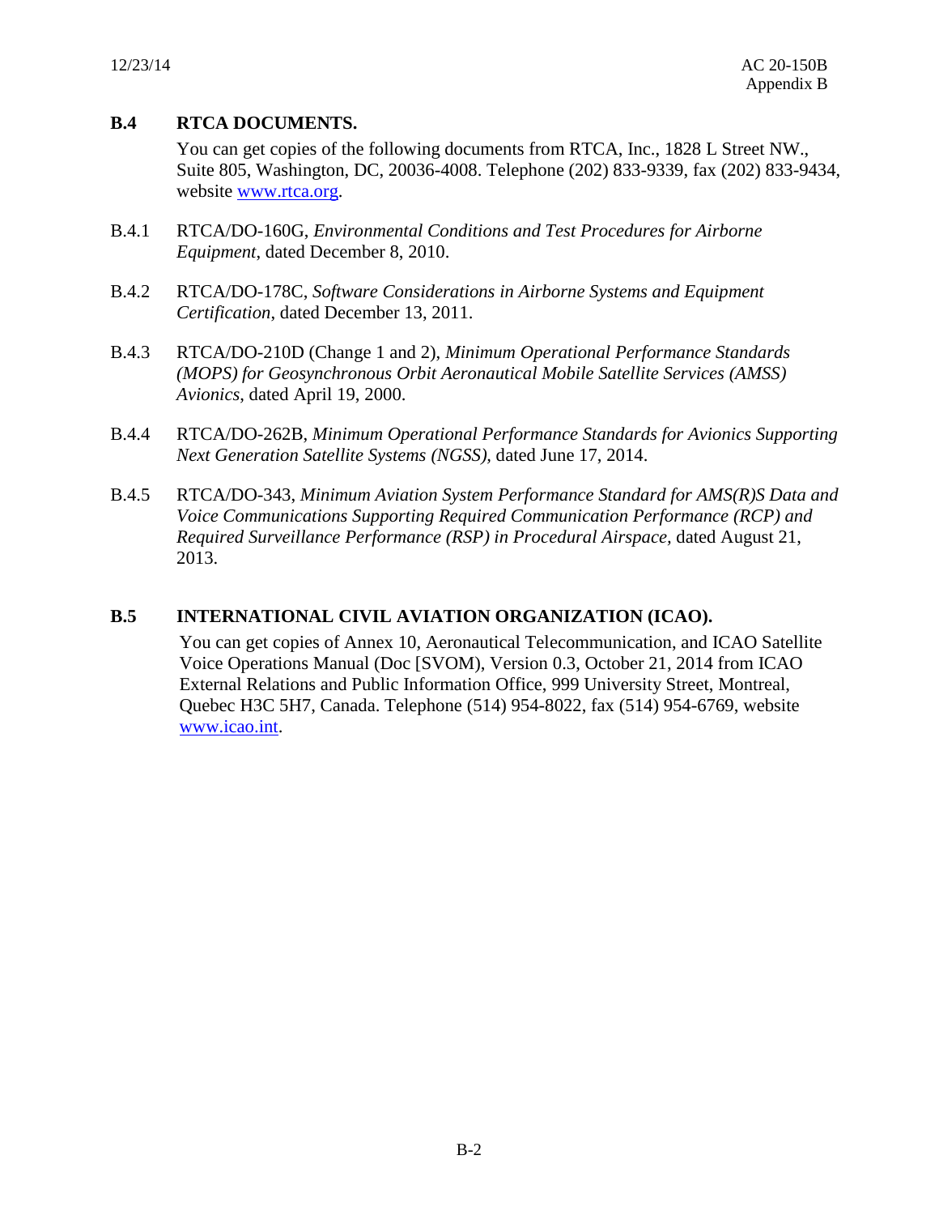## B.4 RTCA DOCUMENTS.

You can get copies of the following documents from RTCA, Inc., 1828 L Street NW., Suite 805, Washington, DC, 20036-4008. Telephone (202) 833-9339, fax (202) 833-9434, website www.rtca.org.

B.4.1 RTCA/DO-160G, *Environmental Conditions and Test Procedures for Airborne Equipment*, dated December 8, 2010.

B.4.2 RTCA/DO-178C, *Software Considerations in Airborne Systems and Equipment Certification*, dated December 13, 2011.

B.4.3 RTCA/DO-210D (Change 1 and 2), *Minimum Operational Performance Standards (MOPS) for Geosynchronous Orbit Aeronautical Mobile Satellite Services (AMSS) Avionics*, dated April 19, 2000.

B.4.4 RTCA/DO-262B, *Minimum Operational Performance Standards for Avionics Supporting Next Generation Satellite Systems (NGSS)*, dated June 17, 2014.

B.4.5 RTCA/DO-343, *Minimum Aviation System Performance Standard for AMS(R)S Data and Voice Communications Supporting Required Communication Performance (RCP) and Required Surveillance Performance (RSP) in Procedural Airspace*, dated August 21, 2013.

## B.5 INTERNATIONAL CIVIL AVIATION ORGANIZATION (ICAO).

You can get copies of Annex 10, Aeronautical Telecommunication, and ICAO Satellite Voice Operations Manual (Doc [SVOM), Version 0.3, October 21, 2014 from ICAO External Relations and Public Information Office, 999 University Street, Montreal, Quebec H3C 5H7, Canada. Telephone (514) 954-8022, fax (514) 954-6769, website www.icao.int.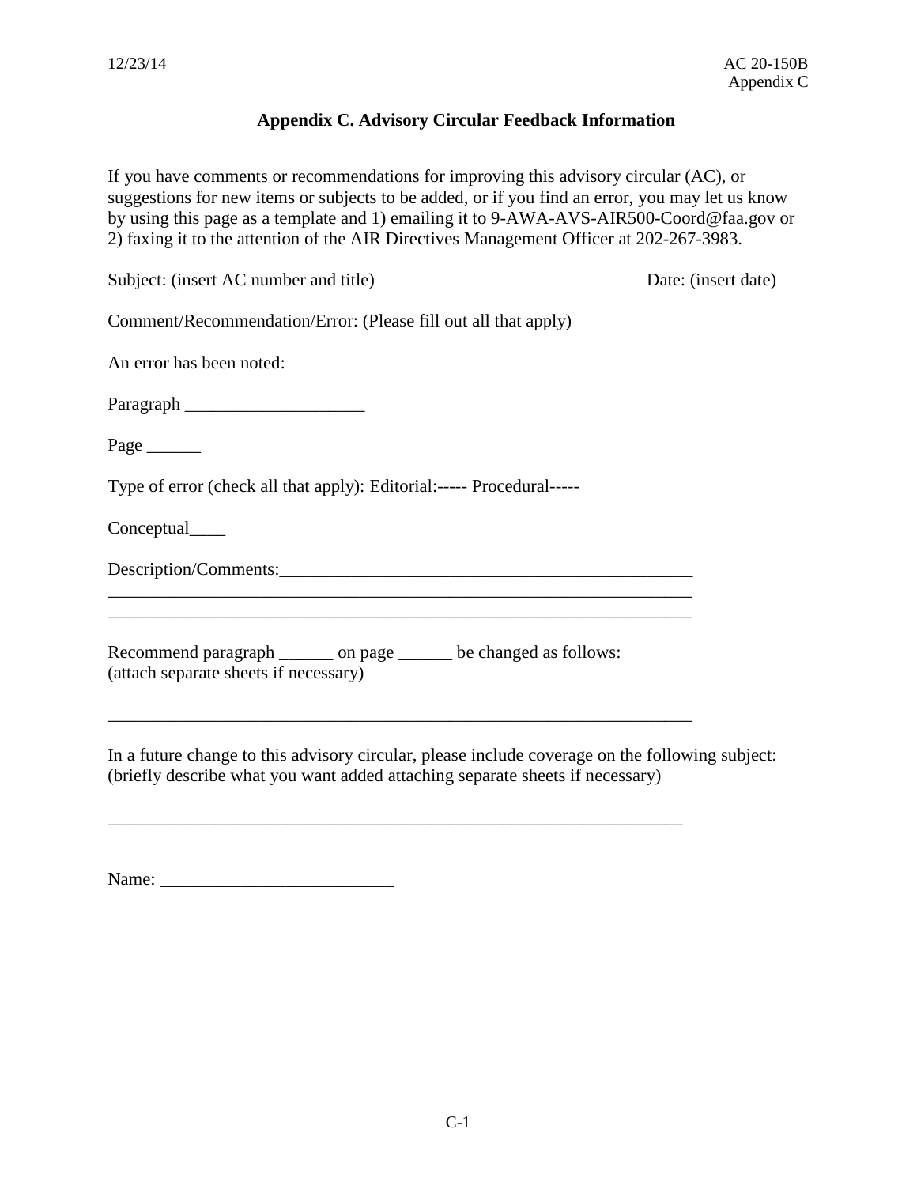# Appendix C. Advisory Circular Feedback Information

If you have comments or recommendations for improving this advisory circular (AC), or suggestions for new items or subjects to be added, or if you find an error, you may let us know by using this page as a template and 1) emailing it to 9-AWA-AVS-AIR500-Coord@faa.gov or 2) faxing it to the attention of the AIR Directives Management Officer at 202-267-3983.

Subject: (insert AC number and title) Date: (insert date)

Comment/Recommendation/Error: (Please fill out all that apply)

An error has been noted:

Paragraph ____________________

Page ______

Type of error (check all that apply): Editorial:----- Procedural-----

Conceptual____

Description/Comments:_______________________________________________
_______________________________________________________________
_______________________________________________________________

Recommend paragraph ______ on page ______ be changed as follows:
(attach separate sheets if necessary)

_______________________________________________________________

In a future change to this advisory circular, please include coverage on the following subject:
(briefly describe what you want added attaching separate sheets if necessary)

_______________________________________________________________

Name: __________________________